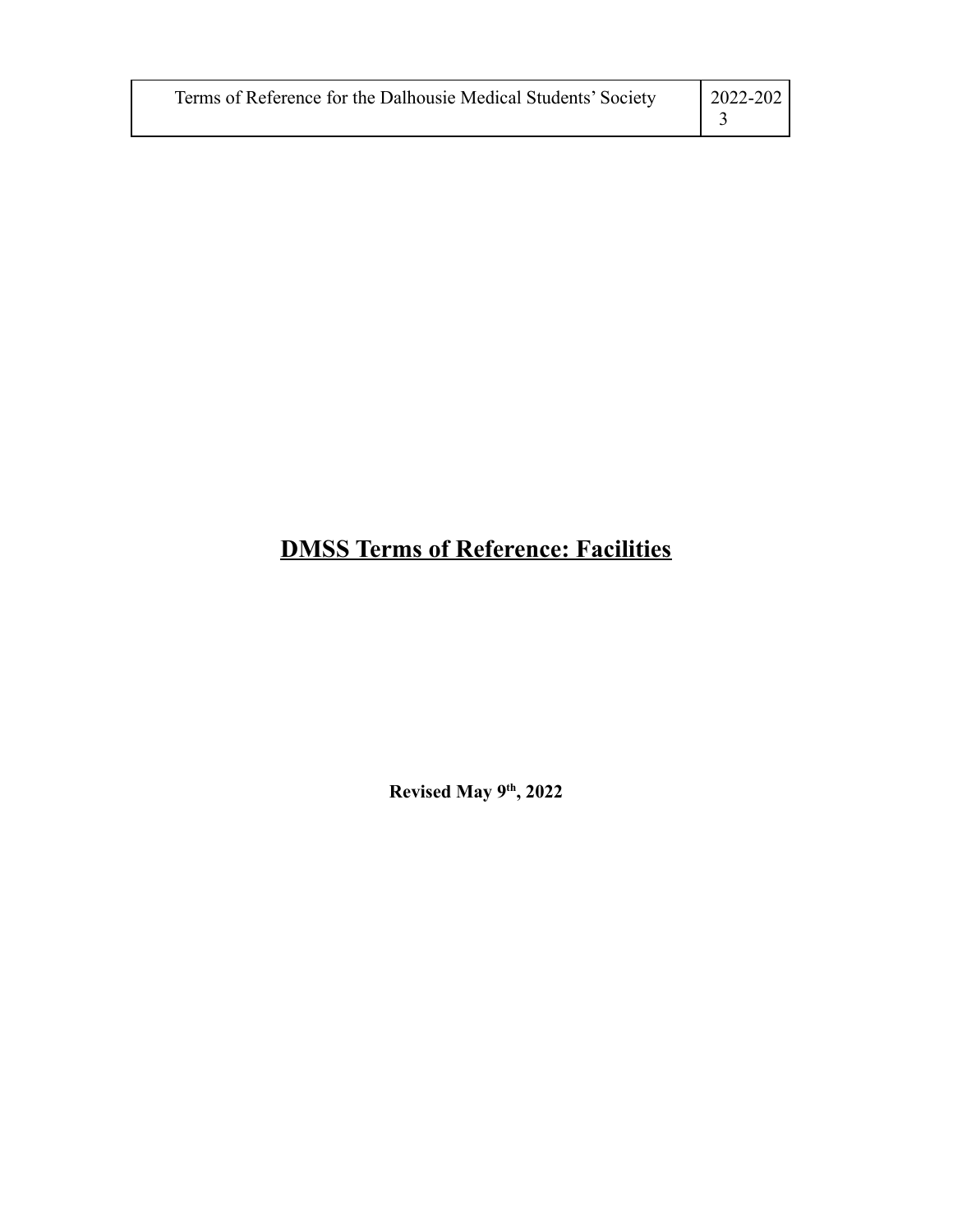# DMSS Terms of Reference: Facilities

**Revised May 9th, 2022**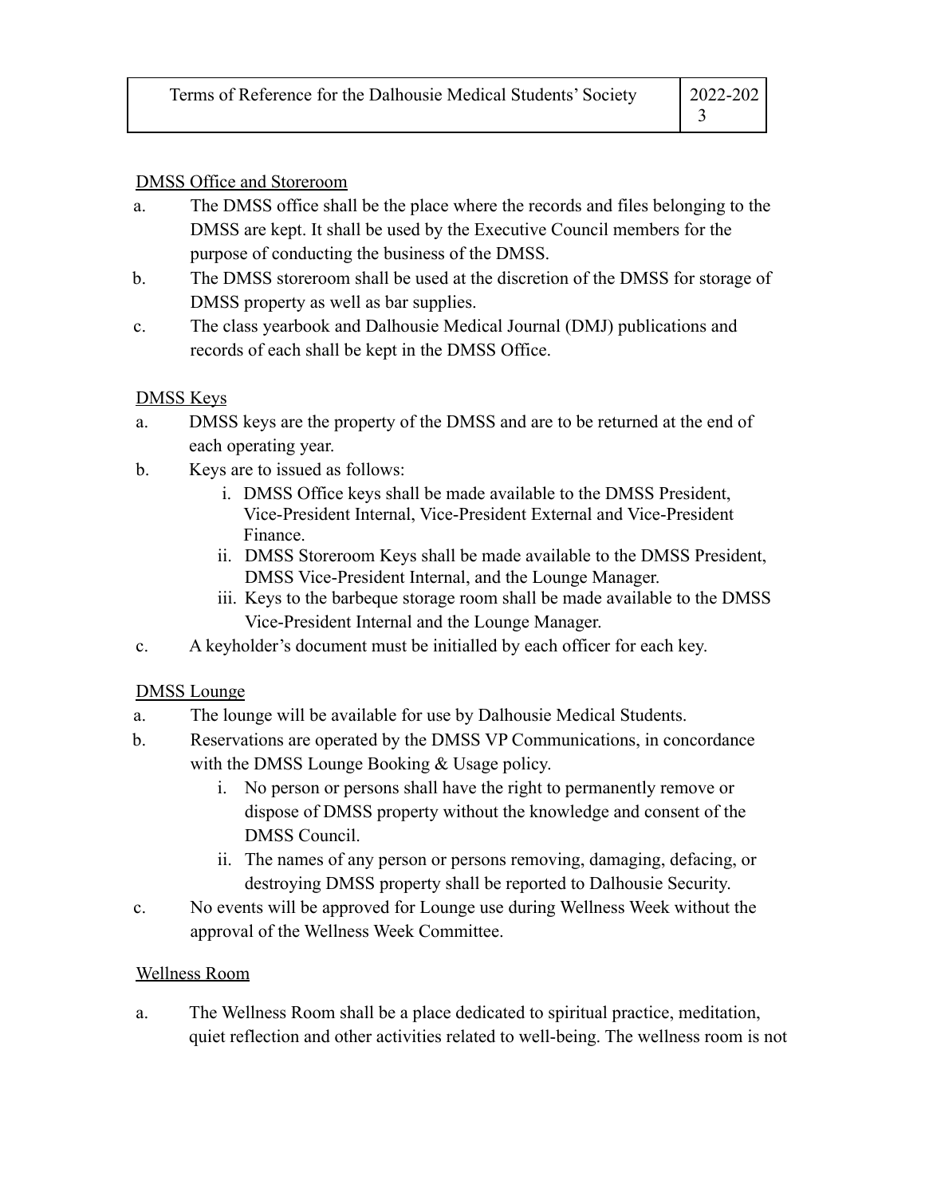DMSS Office and Storeroom

a. The DMSS office shall be the place where the records and files belonging to the DMSS are kept. It shall be used by the Executive Council members for the purpose of conducting the business of the DMSS.
b. The DMSS storeroom shall be used at the discretion of the DMSS for storage of DMSS property as well as bar supplies.
c. The class yearbook and Dalhousie Medical Journal (DMJ) publications and records of each shall be kept in the DMSS Office.

DMSS Keys

a. DMSS keys are the property of the DMSS and are to be returned at the end of each operating year.
b. Keys are to issued as follows:
   i. DMSS Office keys shall be made available to the DMSS President, Vice-President Internal, Vice-President External and Vice-President Finance.
   ii. DMSS Storeroom Keys shall be made available to the DMSS President, DMSS Vice-President Internal, and the Lounge Manager.
   iii. Keys to the barbeque storage room shall be made available to the DMSS Vice-President Internal and the Lounge Manager.
c. A keyholder's document must be initialled by each officer for each key.

DMSS Lounge

a. The lounge will be available for use by Dalhousie Medical Students.
b. Reservations are operated by the DMSS VP Communications, in concordance with the DMSS Lounge Booking & Usage policy.
   i. No person or persons shall have the right to permanently remove or dispose of DMSS property without the knowledge and consent of the DMSS Council.
   ii. The names of any person or persons removing, damaging, defacing, or destroying DMSS property shall be reported to Dalhousie Security.
c. No events will be approved for Lounge use during Wellness Week without the approval of the Wellness Week Committee.

Wellness Room

a. The Wellness Room shall be a place dedicated to spiritual practice, meditation, quiet reflection and other activities related to well-being. The wellness room is not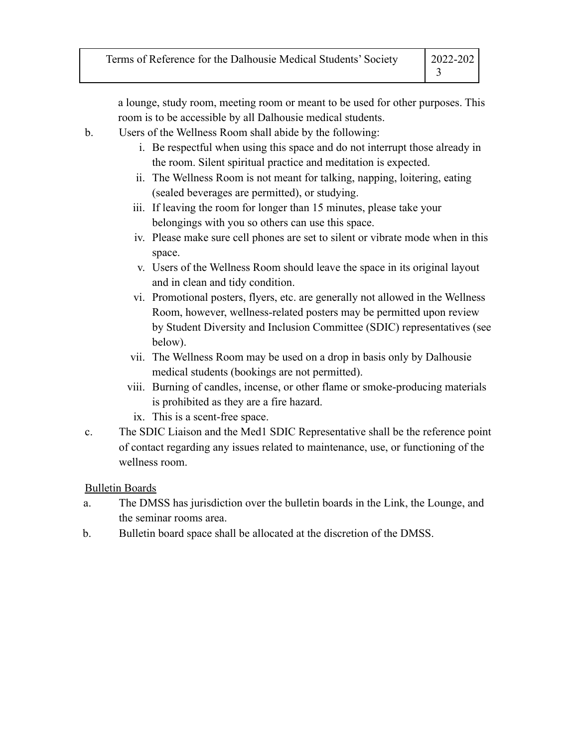a lounge, study room, meeting room or meant to be used for other purposes. This room is to be accessible by all Dalhousie medical students.

b. Users of the Wellness Room shall abide by the following:
   i. Be respectful when using this space and do not interrupt those already in the room. Silent spiritual practice and meditation is expected.
   ii. The Wellness Room is not meant for talking, napping, loitering, eating (sealed beverages are permitted), or studying.
   iii. If leaving the room for longer than 15 minutes, please take your belongings with you so others can use this space.
   iv. Please make sure cell phones are set to silent or vibrate mode when in this space.
   v. Users of the Wellness Room should leave the space in its original layout and in clean and tidy condition.
   vi. Promotional posters, flyers, etc. are generally not allowed in the Wellness Room, however, wellness-related posters may be permitted upon review by Student Diversity and Inclusion Committee (SDIC) representatives (see below).
   vii. The Wellness Room may be used on a drop in basis only by Dalhousie medical students (bookings are not permitted).
   viii. Burning of candles, incense, or other flame or smoke-producing materials is prohibited as they are a fire hazard.
   ix. This is a scent-free space.

c. The SDIC Liaison and the Med1 SDIC Representative shall be the reference point of contact regarding any issues related to maintenance, use, or functioning of the wellness room.

<u>Bulletin Boards</u>

a. The DMSS has jurisdiction over the bulletin boards in the Link, the Lounge, and the seminar rooms area.

b. Bulletin board space shall be allocated at the discretion of the DMSS.